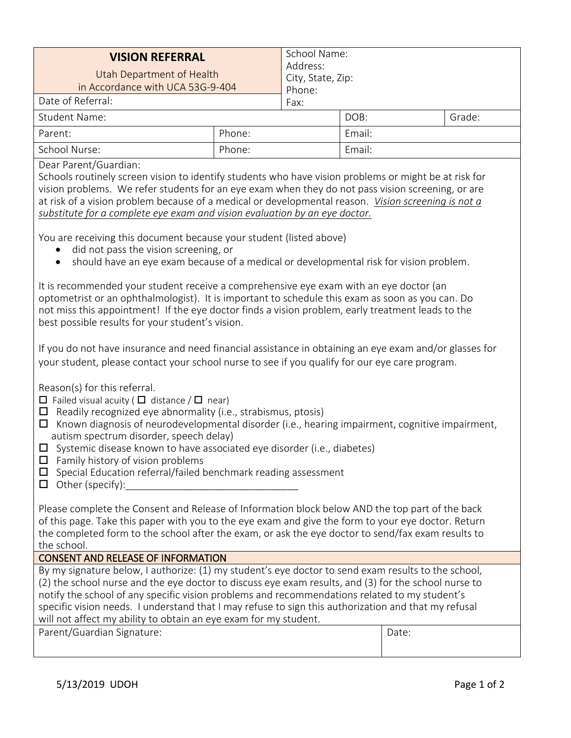| **VISION REFERRAL**<br>Utah Department of Health<br>in Accordance with UCA 53G-9-404 | | School Name:<br>Address:<br>City, State, Zip:<br>Phone:<br>Fax: | | |
|---|---|---|---|---|
| Date of Referral: | | | | |
| Student Name: | | | DOB: | Grade: |
| Parent: | Phone: | | Email: | |
| School Nurse: | Phone: | | Email: | |

Dear Parent/Guardian:
Schools routinely screen vision to identify students who have vision problems or might be at risk for vision problems. We refer students for an eye exam when they do not pass vision screening, or are at risk of a vision problem because of a medical or developmental reason. *Vision screening is not a substitute for a complete eye exam and vision evaluation by an eye doctor.*

You are receiving this document because your student (listed above)

- did not pass the vision screening, or
- should have an eye exam because of a medical or developmental risk for vision problem.

It is recommended your student receive a comprehensive eye exam with an eye doctor (an optometrist or an ophthalmologist). It is important to schedule this exam as soon as you can. Do not miss this appointment! If the eye doctor finds a vision problem, early treatment leads to the best possible results for your student's vision.

If you do not have insurance and need financial assistance in obtaining an eye exam and/or glasses for your student, please contact your school nurse to see if you qualify for our eye care program.

Reason(s) for this referral.

- ☐ Failed visual acuity ( ☐ distance / ☐ near)
- ☐ Readily recognized eye abnormality (i.e., strabismus, ptosis)
- ☐ Known diagnosis of neurodevelopmental disorder (i.e., hearing impairment, cognitive impairment, autism spectrum disorder, speech delay)
- ☐ Systemic disease known to have associated eye disorder (i.e., diabetes)
- ☐ Family history of vision problems
- ☐ Special Education referral/failed benchmark reading assessment
- ☐ Other (specify):_______________________________

Please complete the Consent and Release of Information block below AND the top part of the back of this page. Take this paper with you to the eye exam and give the form to your eye doctor. Return the completed form to the school after the exam, or ask the eye doctor to send/fax exam results to the school.

## CONSENT AND RELEASE OF INFORMATION

By my signature below, I authorize: (1) my student's eye doctor to send exam results to the school, (2) the school nurse and the eye doctor to discuss eye exam results, and (3) for the school nurse to notify the school of any specific vision problems and recommendations related to my student's specific vision needs. I understand that I may refuse to sign this authorization and that my refusal will not affect my ability to obtain an eye exam for my student.

| Parent/Guardian Signature: | Date: |
|---|---|
| | |

5/13/2019 UDOH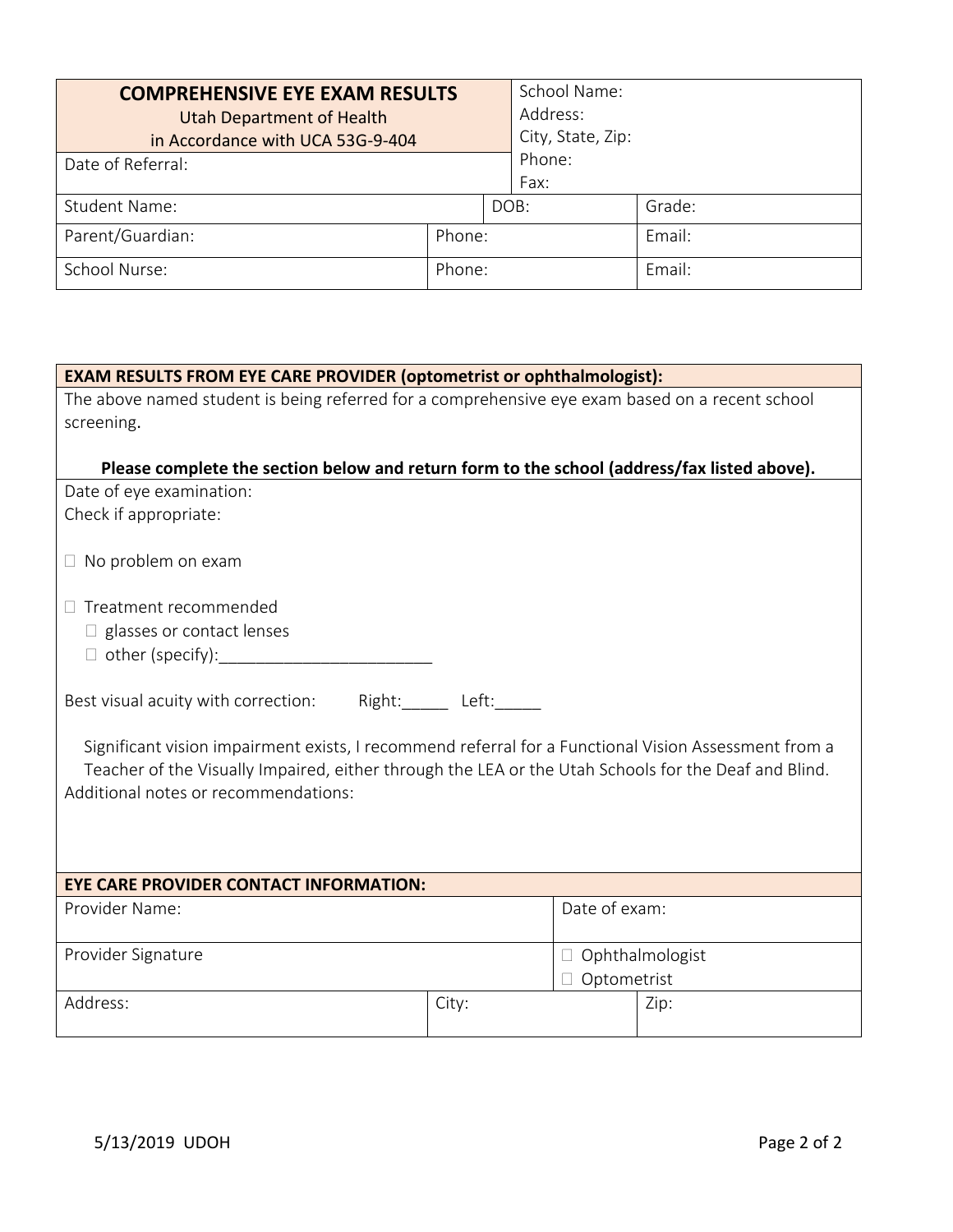| **COMPREHENSIVE EYE EXAM RESULTS**<br>Utah Department of Health<br>in Accordance with UCA 53G-9-404 | | School Name:<br>Address:<br>City, State, Zip:<br>Phone:<br>Fax: |
|---|---|---|
| Date of Referral: | | |

| | | |
|---|---|---|
| Student Name: | DOB: | Grade: |
| Parent/Guardian: | Phone: | Email: |
| School Nurse: | Phone: | Email: |

**EXAM RESULTS FROM EYE CARE PROVIDER (optometrist or ophthalmologist):**

The above named student is being referred for a comprehensive eye exam based on a recent school screening.

**Please complete the section below and return form to the school (address/fax listed above).**

Date of eye examination:

Check if appropriate:

☐ No problem on exam

☐ Treatment recommended
- ☐ glasses or contact lenses
- ☐ other (specify):________________________

Best visual acuity with correction: Right:_____ Left:_____

Significant vision impairment exists, I recommend referral for a Functional Vision Assessment from a Teacher of the Visually Impaired, either through the LEA or the Utah Schools for the Deaf and Blind.

Additional notes or recommendations:

**EYE CARE PROVIDER CONTACT INFORMATION:**

| | | |
|---|---|---|
| Provider Name: | | Date of exam: |
| Provider Signature | | ☐ Ophthalmologist<br>☐ Optometrist |
| Address: | City: | Zip: |

5/13/2019 UDOH